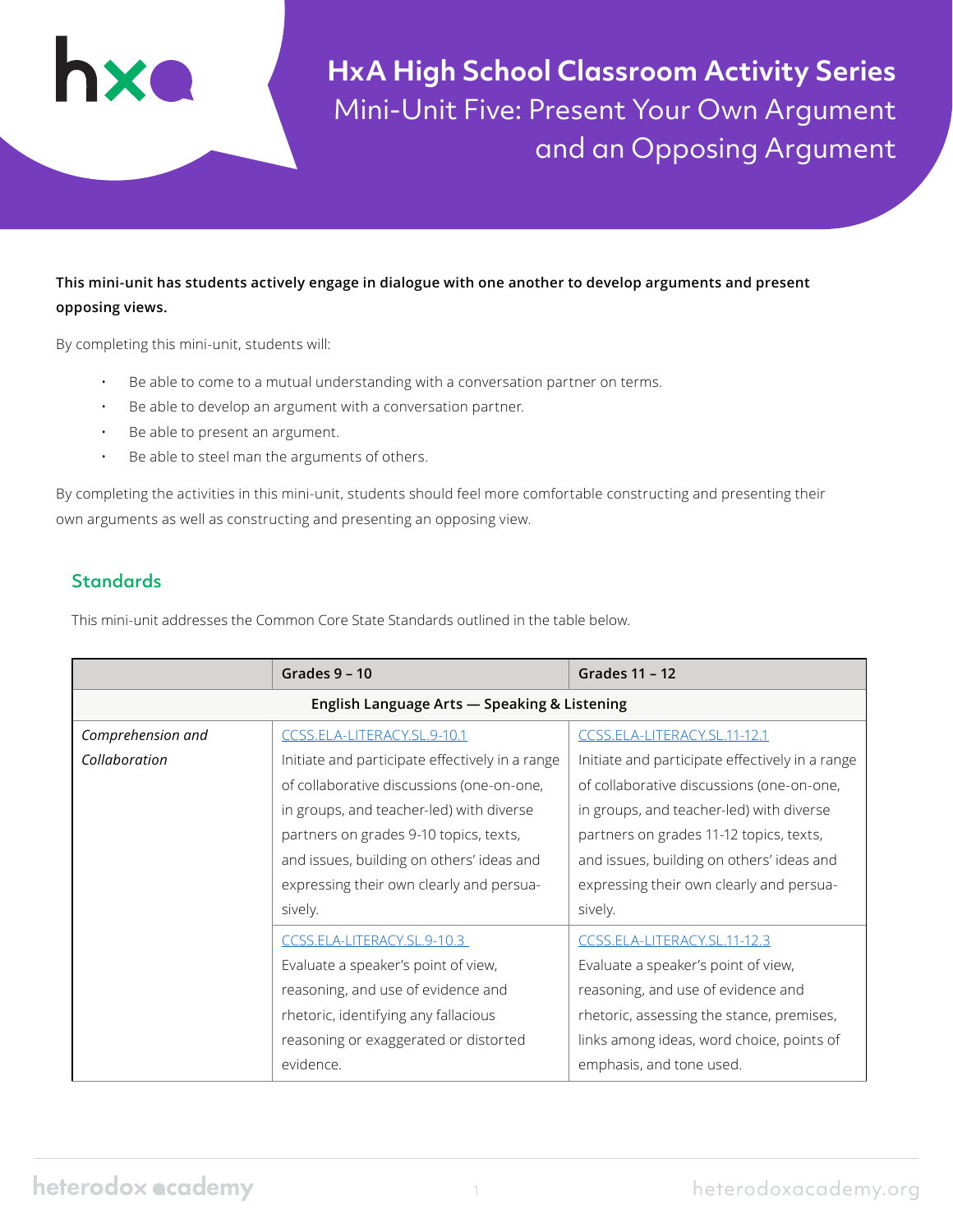# HxA High School Classroom Activity Series

## Mini-Unit Five: Present Your Own Argument and an Opposing Argument

**This mini-unit has students actively engage in dialogue with one another to develop arguments and present opposing views.**

By completing this mini-unit, students will:

- Be able to come to a mutual understanding with a conversation partner on terms.
- Be able to develop an argument with a conversation partner.
- Be able to present an argument.
- Be able to steel man the arguments of others.

By completing the activities in this mini-unit, students should feel more comfortable constructing and presenting their own arguments as well as constructing and presenting an opposing view.

## Standards

This mini-unit addresses the Common Core State Standards outlined in the table below.

| | Grades 9 – 10 | Grades 11 – 12 |
|---|---|---|
| | **English Language Arts — Speaking & Listening** | |
| *Comprehension and Collaboration* | CCSS.ELA-LITERACY.SL.9-10.1<br>Initiate and participate effectively in a range of collaborative discussions (one-on-one, in groups, and teacher-led) with diverse partners on grades 9-10 topics, texts, and issues, building on others' ideas and expressing their own clearly and persuasively. | CCSS.ELA-LITERACY.SL.11-12.1<br>Initiate and participate effectively in a range of collaborative discussions (one-on-one, in groups, and teacher-led) with diverse partners on grades 11-12 topics, texts, and issues, building on others' ideas and expressing their own clearly and persuasively. |
| | CCSS.ELA-LITERACY.SL.9-10.3<br>Evaluate a speaker's point of view, reasoning, and use of evidence and rhetoric, identifying any fallacious reasoning or exaggerated or distorted evidence. | CCSS.ELA-LITERACY.SL.11-12.3<br>Evaluate a speaker's point of view, reasoning, and use of evidence and rhetoric, assessing the stance, premises, links among ideas, word choice, points of emphasis, and tone used. |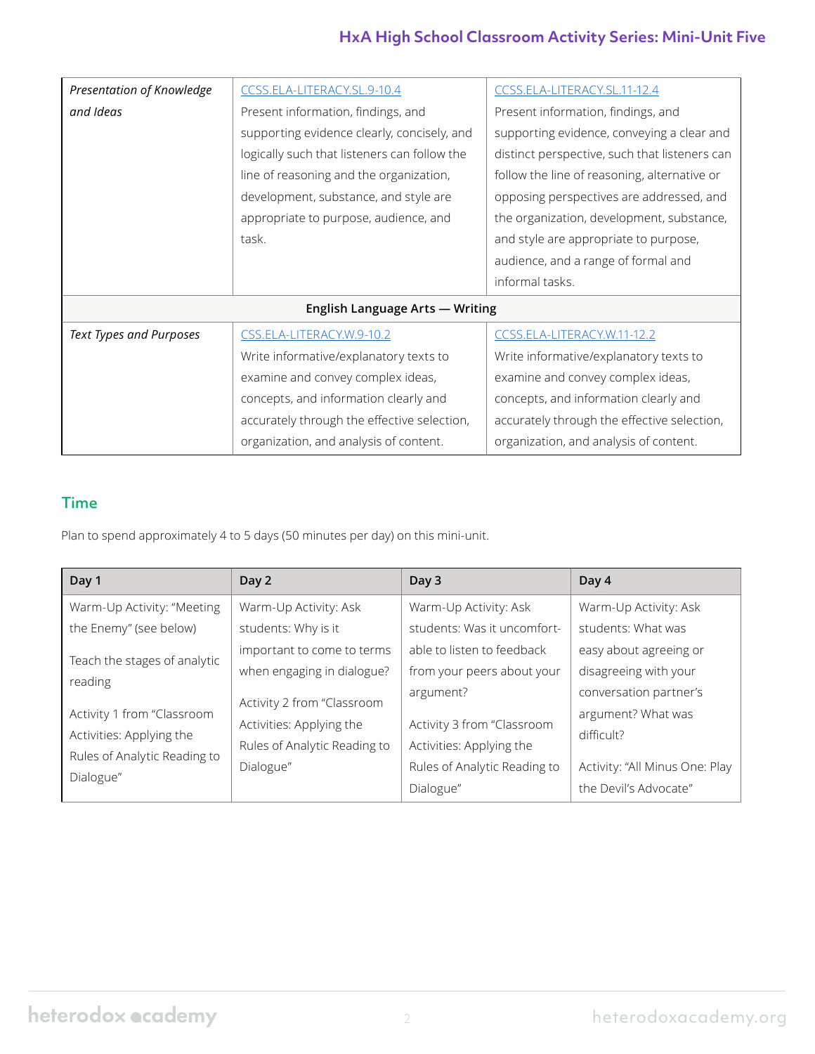| | | |
|---|---|---|
| *Presentation of Knowledge and Ideas* | CCSS.ELA-LITERACY.SL.9-10.4<br>Present information, findings, and supporting evidence clearly, concisely, and logically such that listeners can follow the line of reasoning and the organization, development, substance, and style are appropriate to purpose, audience, and task. | CCSS.ELA-LITERACY.SL.11-12.4<br>Present information, findings, and supporting evidence, conveying a clear and distinct perspective, such that listeners can follow the line of reasoning, alternative or opposing perspectives are addressed, and the organization, development, substance, and style are appropriate to purpose, audience, and a range of formal and informal tasks. |
| **English Language Arts — Writing** | | |
| *Text Types and Purposes* | CSS.ELA-LITERACY.W.9-10.2<br>Write informative/explanatory texts to examine and convey complex ideas, concepts, and information clearly and accurately through the effective selection, organization, and analysis of content. | CCSS.ELA-LITERACY.W.11-12.2<br>Write informative/explanatory texts to examine and convey complex ideas, concepts, and information clearly and accurately through the effective selection, organization, and analysis of content. |

## Time

Plan to spend approximately 4 to 5 days (50 minutes per day) on this mini-unit.

| Day 1 | Day 2 | Day 3 | Day 4 |
|---|---|---|---|
| Warm-Up Activity: "Meeting the Enemy" (see below)<br><br>Teach the stages of analytic reading<br><br>Activity 1 from "Classroom Activities: Applying the Rules of Analytic Reading to Dialogue" | Warm-Up Activity: Ask students: Why is it important to come to terms when engaging in dialogue?<br><br>Activity 2 from "Classroom Activities: Applying the Rules of Analytic Reading to Dialogue" | Warm-Up Activity: Ask students: Was it uncomfortable to listen to feedback from your peers about your argument?<br><br>Activity 3 from "Classroom Activities: Applying the Rules of Analytic Reading to Dialogue" | Warm-Up Activity: Ask students: What was easy about agreeing or disagreeing with your conversation partner's argument? What was difficult?<br><br>Activity: "All Minus One: Play the Devil's Advocate" |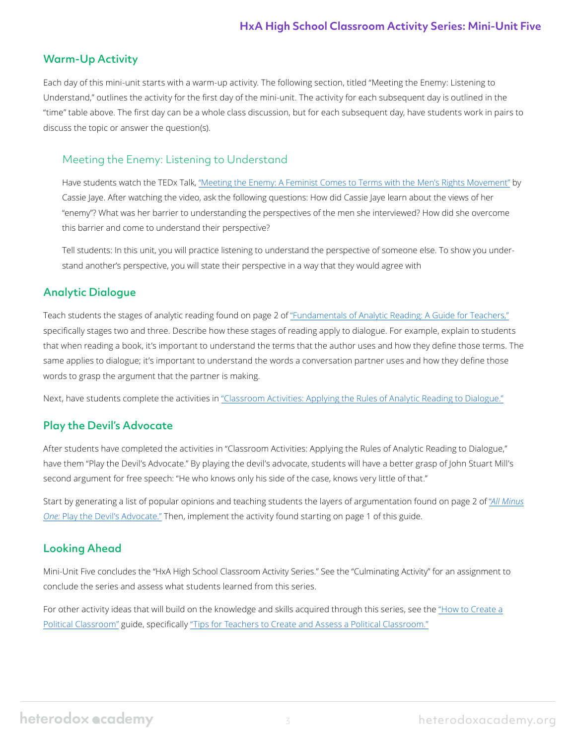## Warm-Up Activity

Each day of this mini-unit starts with a warm-up activity. The following section, titled "Meeting the Enemy: Listening to Understand," outlines the activity for the first day of the mini-unit. The activity for each subsequent day is outlined in the "time" table above. The first day can be a whole class discussion, but for each subsequent day, have students work in pairs to discuss the topic or answer the question(s).

### Meeting the Enemy: Listening to Understand

Have students watch the TEDx Talk, "Meeting the Enemy: A Feminist Comes to Terms with the Men's Rights Movement" by Cassie Jaye. After watching the video, ask the following questions: How did Cassie Jaye learn about the views of her "enemy"? What was her barrier to understanding the perspectives of the men she interviewed? How did she overcome this barrier and come to understand their perspective?

Tell students: In this unit, you will practice listening to understand the perspective of someone else. To show you understand another's perspective, you will state their perspective in a way that they would agree with

## Analytic Dialogue

Teach students the stages of analytic reading found on page 2 of "Fundamentals of Analytic Reading: A Guide for Teachers," specifically stages two and three. Describe how these stages of reading apply to dialogue. For example, explain to students that when reading a book, it's important to understand the terms that the author uses and how they define those terms. The same applies to dialogue; it's important to understand the words a conversation partner uses and how they define those words to grasp the argument that the partner is making.

Next, have students complete the activities in "Classroom Activities: Applying the Rules of Analytic Reading to Dialogue."

## Play the Devil's Advocate

After students have completed the activities in "Classroom Activities: Applying the Rules of Analytic Reading to Dialogue," have them "Play the Devil's Advocate." By playing the devil's advocate, students will have a better grasp of John Stuart Mill's second argument for free speech: "He who knows only his side of the case, knows very little of that."

Start by generating a list of popular opinions and teaching students the layers of argumentation found on page 2 of "*All Minus One:* Play the Devil's Advocate." Then, implement the activity found starting on page 1 of this guide.

## Looking Ahead

Mini-Unit Five concludes the "HxA High School Classroom Activity Series." See the "Culminating Activity" for an assignment to conclude the series and assess what students learned from this series.

For other activity ideas that will build on the knowledge and skills acquired through this series, see the "How to Create a Political Classroom" guide, specifically "Tips for Teachers to Create and Assess a Political Classroom."